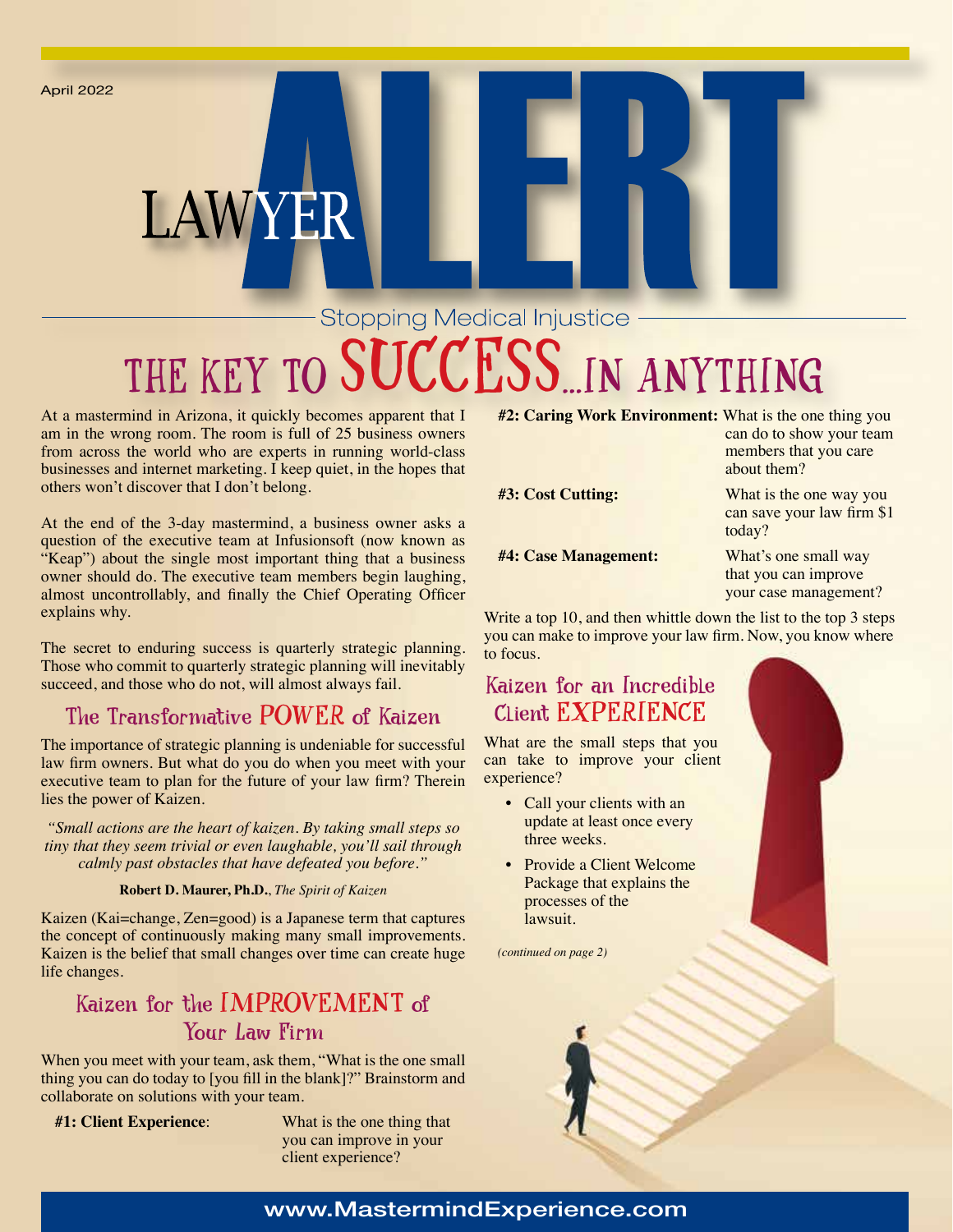April 2022

# LAWYER ALERT

Stopping Medical Injustice

# THE KEY TO SUCCESS...IN ANYTHING

At a mastermind in Arizona, it quickly becomes apparent that I am in the wrong room. The room is full of 25 business owners from across the world who are experts in running world-class businesses and internet marketing. I keep quiet, in the hopes that others won't discover that I don't belong.

At the end of the 3-day mastermind, a business owner asks a question of the executive team at Infusionsoft (now known as "Keap") about the single most important thing that a business owner should do. The executive team members begin laughing, almost uncontrollably, and finally the Chief Operating Officer explains why.

The secret to enduring success is quarterly strategic planning. Those who commit to quarterly strategic planning will inevitably succeed, and those who do not, will almost always fail.

## The Transformative POWER of Kaizen

The importance of strategic planning is undeniable for successful law firm owners. But what do you do when you meet with your executive team to plan for the future of your law firm? Therein lies the power of Kaizen.

*"Small actions are the heart of kaizen. By taking small steps so tiny that they seem trivial or even laughable, you'll sail through calmly past obstacles that have defeated you before."*

**Robert D. Maurer, Ph.D.**, *The Spirit of Kaizen*

Kaizen (Kai=change, Zen=good) is a Japanese term that captures the concept of continuously making many small improvements. Kaizen is the belief that small changes over time can create huge life changes.

## Kaizen for the IMPROVEMENT of Your Law Firm

When you meet with your team, ask them, "What is the one small thing you can do today to [you fill in the blank]?" Brainstorm and collaborate on solutions with your team.

**#1: Client Experience**: What is the one thing that you can improve in your client experience?

**#2: Caring Work Environment:** What is the one thing you can do to show your team members that you care about them?

**#3: Cost Cutting:** What is the one way you can save your law firm $1 today?

**#4: Case Management:** What's one small way that you can improve your case management?

Write a top 10, and then whittle down the list to the top 3 steps you can make to improve your law firm. Now, you know where to focus.

## Kaizen for an Incredible Client EXPERIENCE

What are the small steps that you can take to improve your client experience?

- Call your clients with an update at least once every three weeks.
- Provide a Client Welcome Package that explains the processes of the lawsuit.

*(continued on page 2)*

www.MastermindExperience.com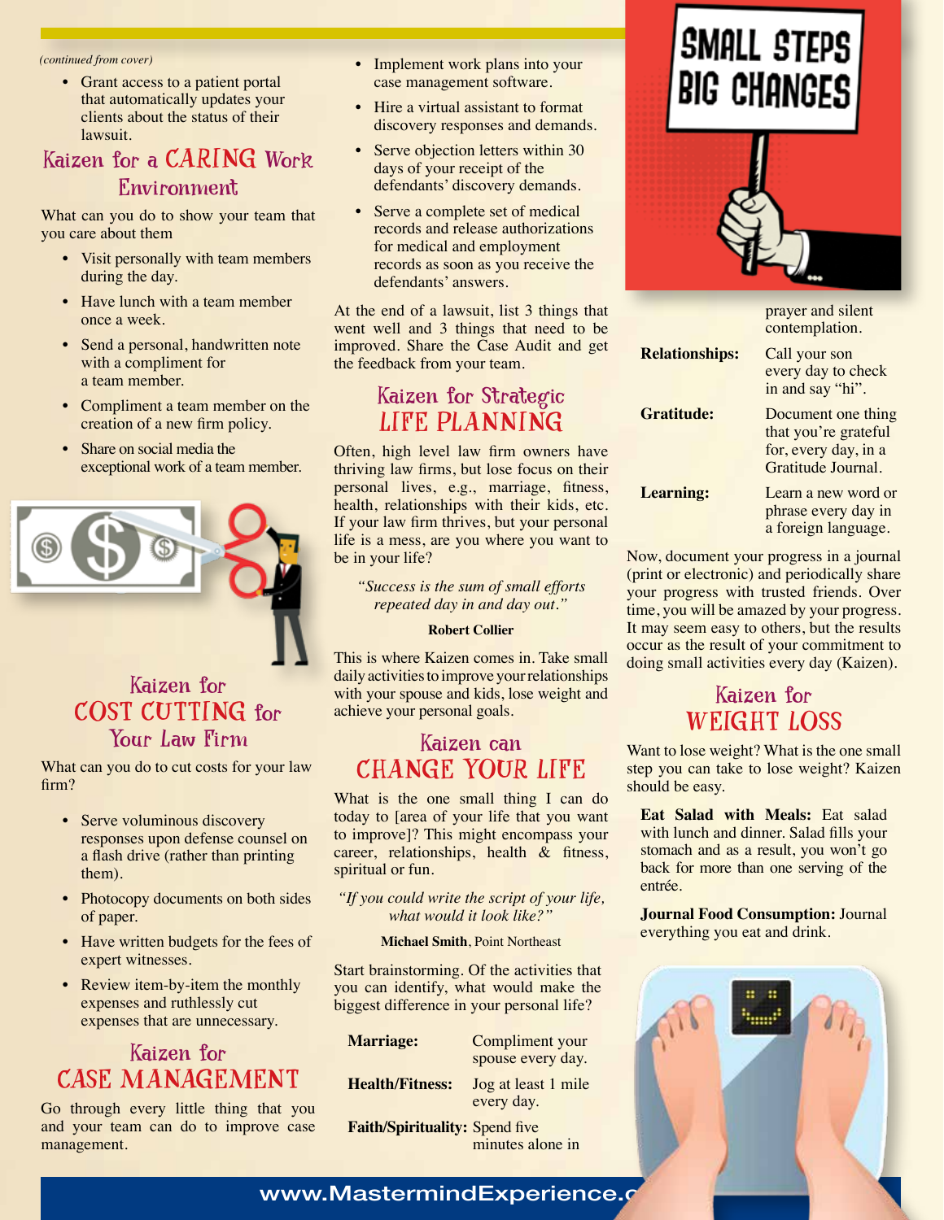*(continued from cover)*

- Grant access to a patient portal that automatically updates your clients about the status of their lawsuit.

## Kaizen for a CARING Work Environment

What can you do to show your team that you care about them

- Visit personally with team members during the day.
- Have lunch with a team member once a week.
- Send a personal, handwritten note with a compliment for a team member.
- Compliment a team member on the creation of a new firm policy.
- Share on social media the exceptional work of a team member.

## Kaizen for COST CUTTING for Your Law Firm

What can you do to cut costs for your law firm?

- Serve voluminous discovery responses upon defense counsel on a flash drive (rather than printing them).
- Photocopy documents on both sides of paper.
- Have written budgets for the fees of expert witnesses.
- Review item-by-item the monthly expenses and ruthlessly cut expenses that are unnecessary.

## Kaizen for CASE MANAGEMENT

Go through every little thing that you and your team can do to improve case management.

- Implement work plans into your case management software.
- Hire a virtual assistant to format discovery responses and demands.
- Serve objection letters within 30 days of your receipt of the defendants' discovery demands.
- Serve a complete set of medical records and release authorizations for medical and employment records as soon as you receive the defendants' answers.

At the end of a lawsuit, list 3 things that went well and 3 things that need to be improved. Share the Case Audit and get the feedback from your team.

## Kaizen for Strategic LIFE PLANNING

Often, high level law firm owners have thriving law firms, but lose focus on their personal lives, e.g., marriage, fitness, health, relationships with their kids, etc. If your law firm thrives, but your personal life is a mess, are you where you want to be in your life?

*"Success is the sum of small efforts repeated day in and day out."*

**Robert Collier**

This is where Kaizen comes in. Take small daily activities to improve your relationships with your spouse and kids, lose weight and achieve your personal goals.

## Kaizen can CHANGE YOUR LIFE

What is the one small thing I can do today to [area of your life that you want to improve]? This might encompass your career, relationships, health & fitness, spiritual or fun.

*"If you could write the script of your life, what would it look like?"*

**Michael Smith**, Point Northeast

Start brainstorming. Of the activities that you can identify, what would make the biggest difference in your personal life?

| | |
|---|---|
| **Marriage:** | Compliment your spouse every day. |
| **Health/Fitness:** | Jog at least 1 mile every day. |
| **Faith/Spirituality:** | Spend five minutes alone in prayer and silent contemplation. |
| **Relationships:** | Call your son every day to check in and say "hi". |
| **Gratitude:** | Document one thing that you're grateful for, every day, in a Gratitude Journal. |
| **Learning:** | Learn a new word or phrase every day in a foreign language. |

Now, document your progress in a journal (print or electronic) and periodically share your progress with trusted friends. Over time, you will be amazed by your progress. It may seem easy to others, but the results occur as the result of your commitment to doing small activities every day (Kaizen).

## Kaizen for WEIGHT LOSS

Want to lose weight? What is the one small step you can take to lose weight? Kaizen should be easy.

**Eat Salad with Meals:** Eat salad with lunch and dinner. Salad fills your stomach and as a result, you won't go back for more than one serving of the entrée.

**Journal Food Consumption:** Journal everything you eat and drink.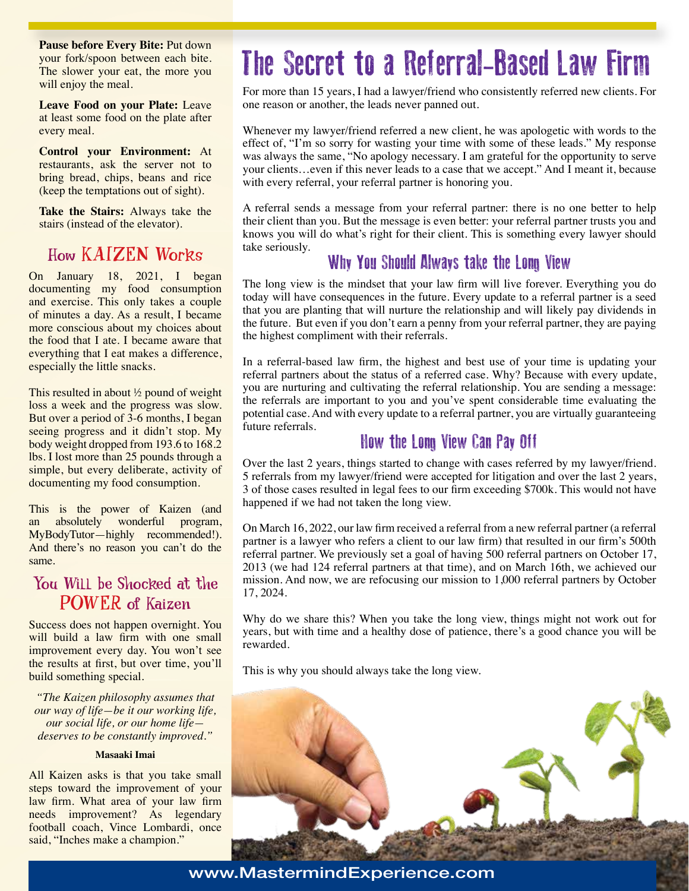**Pause before Every Bite:** Put down your fork/spoon between each bite. The slower your eat, the more you will enjoy the meal.

**Leave Food on your Plate:** Leave at least some food on the plate after every meal.

**Control your Environment:** At restaurants, ask the server not to bring bread, chips, beans and rice (keep the temptations out of sight).

**Take the Stairs:** Always take the stairs (instead of the elevator).

## How KAIZEN Works

On January 18, 2021, I began documenting my food consumption and exercise. This only takes a couple of minutes a day. As a result, I became more conscious about my choices about the food that I ate. I became aware that everything that I eat makes a difference, especially the little snacks.

This resulted in about ½ pound of weight loss a week and the progress was slow. But over a period of 3-6 months, I began seeing progress and it didn't stop. My body weight dropped from 193.6 to 168.2 lbs. I lost more than 25 pounds through a simple, but every deliberate, activity of documenting my food consumption.

This is the power of Kaizen (and an absolutely wonderful program, MyBodyTutor—highly recommended!). And there's no reason you can't do the same.

## You Will be Shocked at the POWER of Kaizen

Success does not happen overnight. You will build a law firm with one small improvement every day. You won't see the results at first, but over time, you'll build something special.

*"The Kaizen philosophy assumes that our way of life—be it our working life, our social life, or our home life—deserves to be constantly improved."*

**Masaaki Imai**

All Kaizen asks is that you take small steps toward the improvement of your law firm. What area of your law firm needs improvement? As legendary football coach, Vince Lombardi, once said, "Inches make a champion."

# The Secret to a Referral-Based Law Firm

For more than 15 years, I had a lawyer/friend who consistently referred new clients. For one reason or another, the leads never panned out.

Whenever my lawyer/friend referred a new client, he was apologetic with words to the effect of, "I'm so sorry for wasting your time with some of these leads." My response was always the same, "No apology necessary. I am grateful for the opportunity to serve your clients…even if this never leads to a case that we accept." And I meant it, because with every referral, your referral partner is honoring you.

A referral sends a message from your referral partner: there is no one better to help their client than you. But the message is even better: your referral partner trusts you and knows you will do what's right for their client. This is something every lawyer should take seriously.

## Why You Should Always take the Long View

The long view is the mindset that your law firm will live forever. Everything you do today will have consequences in the future. Every update to a referral partner is a seed that you are planting that will nurture the relationship and will likely pay dividends in the future. But even if you don't earn a penny from your referral partner, they are paying the highest compliment with their referrals.

In a referral-based law firm, the highest and best use of your time is updating your referral partners about the status of a referred case. Why? Because with every update, you are nurturing and cultivating the referral relationship. You are sending a message: the referrals are important to you and you've spent considerable time evaluating the potential case. And with every update to a referral partner, you are virtually guaranteeing future referrals.

## How the Long View Can Pay Off

Over the last 2 years, things started to change with cases referred by my lawyer/friend. 5 referrals from my lawyer/friend were accepted for litigation and over the last 2 years, 3 of those cases resulted in legal fees to our firm exceeding $700k. This would not have happened if we had not taken the long view.

On March 16, 2022, our law firm received a referral from a new referral partner (a referral partner is a lawyer who refers a client to our law firm) that resulted in our firm's 500th referral partner. We previously set a goal of having 500 referral partners on October 17, 2013 (we had 124 referral partners at that time), and on March 16th, we achieved our mission. And now, we are refocusing our mission to 1,000 referral partners by October 17, 2024.

Why do we share this? When you take the long view, things might not work out for years, but with time and a healthy dose of patience, there's a good chance you will be rewarded.

This is why you should always take the long view.

www.MastermindExperience.com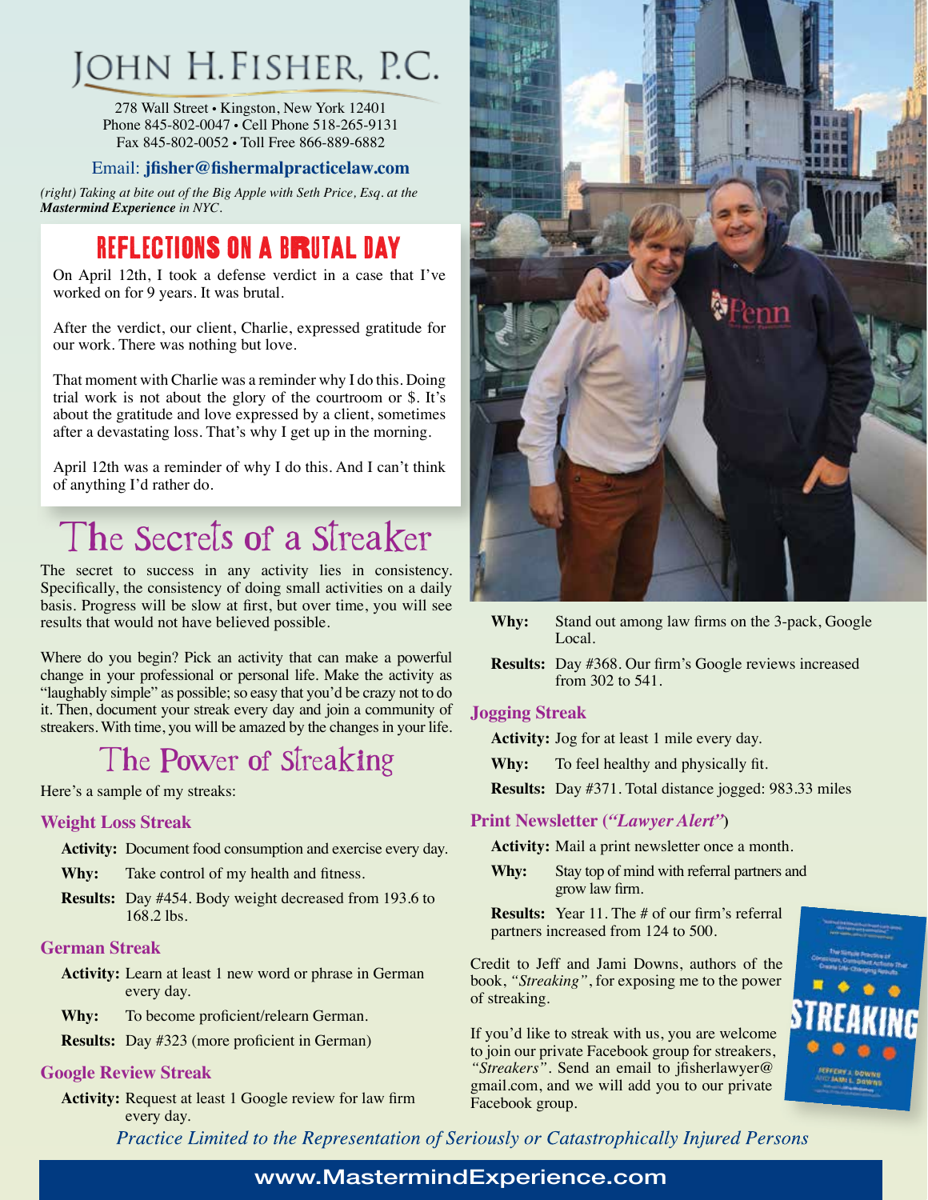# JOHN H. FISHER, P.C.

278 Wall Street • Kingston, New York 12401
Phone 845-802-0047 • Cell Phone 518-265-9131
Fax 845-802-0052 • Toll Free 866-889-6882

Email: **jfisher@fishermalpracticelaw.com**

*(right) Taking at bite out of the Big Apple with Seth Price, Esq. at the **Mastermind Experience** in NYC.*

## REFLECTIONS ON A BRUTAL DAY

On April 12th, I took a defense verdict in a case that I've worked on for 9 years. It was brutal.

After the verdict, our client, Charlie, expressed gratitude for our work. There was nothing but love.

That moment with Charlie was a reminder why I do this. Doing trial work is not about the glory of the courtroom or $. It's about the gratitude and love expressed by a client, sometimes after a devastating loss. That's why I get up in the morning.

April 12th was a reminder of why I do this. And I can't think of anything I'd rather do.

## The Secrets of a Streaker

The secret to success in any activity lies in consistency. Specifically, the consistency of doing small activities on a daily basis. Progress will be slow at first, but over time, you will see results that would not have believed possible.

Where do you begin? Pick an activity that can make a powerful change in your professional or personal life. Make the activity as "laughably simple" as possible; so easy that you'd be crazy not to do it. Then, document your streak every day and join a community of streakers. With time, you will be amazed by the changes in your life.

## The Power of Streaking

Here's a sample of my streaks:

### Weight Loss Streak

**Activity:** Document food consumption and exercise every day.

**Why:** Take control of my health and fitness.

**Results:** Day #454. Body weight decreased from 193.6 to 168.2 lbs.

### German Streak

**Activity:** Learn at least 1 new word or phrase in German every day.

**Why:** To become proficient/relearn German.

**Results:** Day #323 (more proficient in German)

### Google Review Streak

**Activity:** Request at least 1 Google review for law firm every day.

**Why:** Stand out among law firms on the 3-pack, Google Local.

**Results:** Day #368. Our firm's Google reviews increased from 302 to 541.

### Jogging Streak

**Activity:** Jog for at least 1 mile every day.

**Why:** To feel healthy and physically fit.

**Results:** Day #371. Total distance jogged: 983.33 miles

### Print Newsletter (*"Lawyer Alert"*)

**Activity:** Mail a print newsletter once a month.

**Why:** Stay top of mind with referral partners and grow law firm.

**Results:** Year 11. The # of our firm's referral partners increased from 124 to 500.

Credit to Jeff and Jami Downs, authors of the book, *"Streaking"*, for exposing me to the power of streaking.

If you'd like to streak with us, you are welcome to join our private Facebook group for streakers, *"Streakers"*. Send an email to jfisherlawyer@gmail.com, and we will add you to our private Facebook group.

*Practice Limited to the Representation of Seriously or Catastrophically Injured Persons*

**www.MastermindExperience.com**